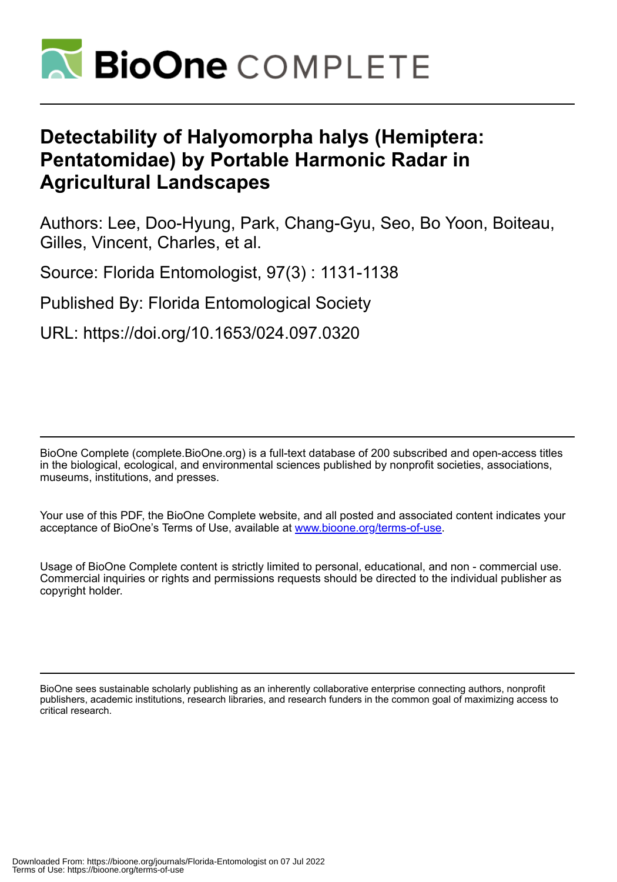# Detectability of Halyomorpha halys (Hemiptera: Pentatomidae) by Portable Harmonic Radar in Agricultural Landscapes

Authors: Lee, Doo-Hyung, Park, Chang-Gyu, Seo, Bo Yoon, Boiteau, Gilles, Vincent, Charles, et al.

Source: Florida Entomologist, 97(3) : 1131-1138

Published By: Florida Entomological Society

URL: https://doi.org/10.1653/024.097.0320

BioOne Complete (complete.BioOne.org) is a full-text database of 200 subscribed and open-access titles in the biological, ecological, and environmental sciences published by nonprofit societies, associations, museums, institutions, and presses.

Your use of this PDF, the BioOne Complete website, and all posted and associated content indicates your acceptance of BioOne's Terms of Use, available at www.bioone.org/terms-of-use.

Usage of BioOne Complete content is strictly limited to personal, educational, and non - commercial use. Commercial inquiries or rights and permissions requests should be directed to the individual publisher as copyright holder.

BioOne sees sustainable scholarly publishing as an inherently collaborative enterprise connecting authors, nonprofit publishers, academic institutions, research libraries, and research funders in the common goal of maximizing access to critical research.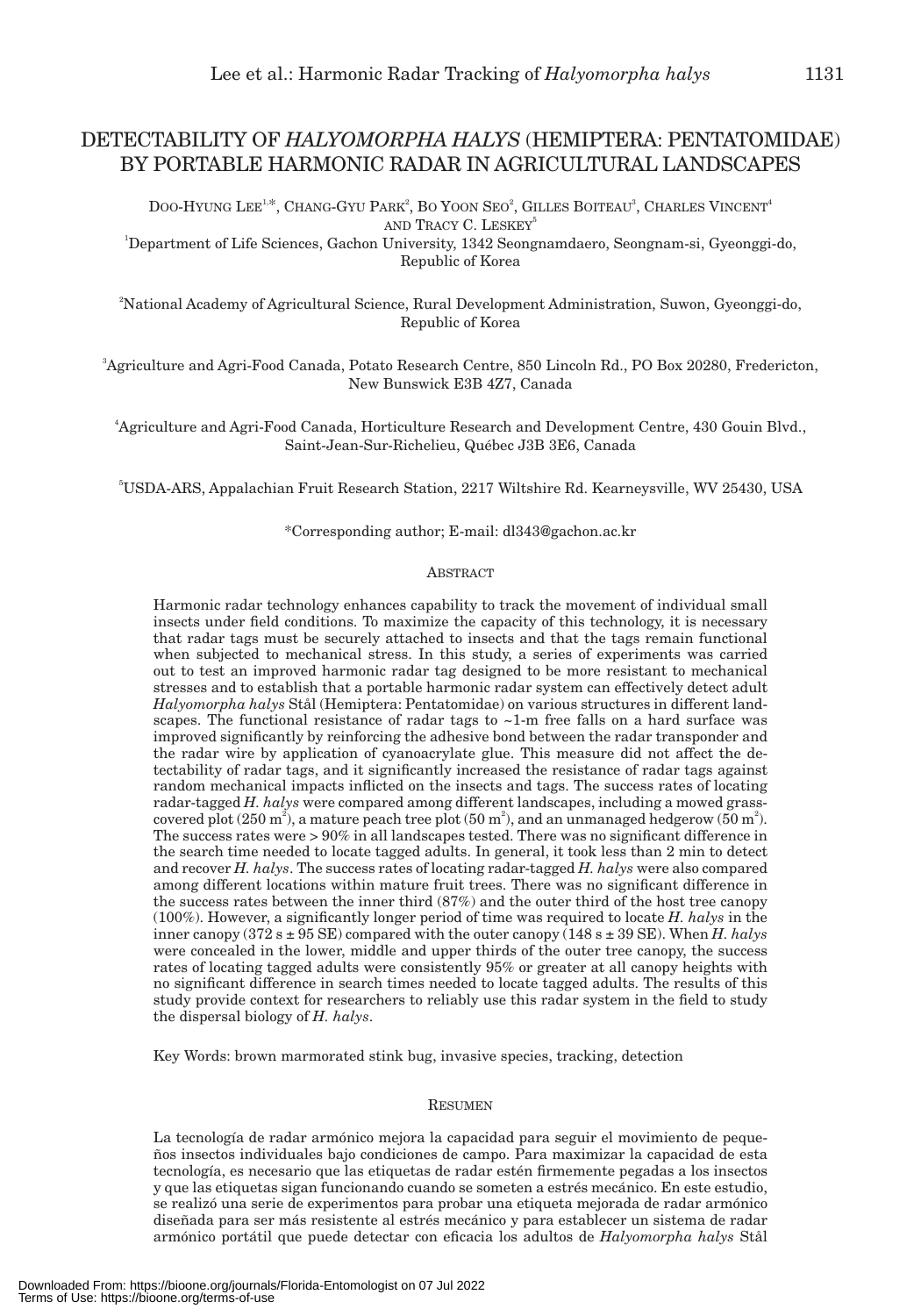# DETECTABILITY OF *HALYOMORPHA HALYS* (HEMIPTERA: PENTATOMIDAE) BY PORTABLE HARMONIC RADAR IN AGRICULTURAL LANDSCAPES

DOO-HYUNG LEE[1,*], CHANG-GYU PARK[2], BO YOON SEO[2], GILLES BOITEAU[3], CHARLES VINCENT[4] AND TRACY C. LESKEY[5]

[1]Department of Life Sciences, Gachon University, 1342 Seongnamdaero, Seongnam-si, Gyeonggi-do, Republic of Korea

[2]National Academy of Agricultural Science, Rural Development Administration, Suwon, Gyeonggi-do, Republic of Korea

[3]Agriculture and Agri-Food Canada, Potato Research Centre, 850 Lincoln Rd., PO Box 20280, Fredericton, New Bunswick E3B 4Z7, Canada

[4]Agriculture and Agri-Food Canada, Horticulture Research and Development Centre, 430 Gouin Blvd., Saint-Jean-Sur-Richelieu, Québec J3B 3E6, Canada

[5]USDA-ARS, Appalachian Fruit Research Station, 2217 Wiltshire Rd. Kearneysville, WV 25430, USA

*Corresponding author; E-mail: dl343@gachon.ac.kr

## ABSTRACT

Harmonic radar technology enhances capability to track the movement of individual small insects under field conditions. To maximize the capacity of this technology, it is necessary that radar tags must be securely attached to insects and that the tags remain functional when subjected to mechanical stress. In this study, a series of experiments was carried out to test an improved harmonic radar tag designed to be more resistant to mechanical stresses and to establish that a portable harmonic radar system can effectively detect adult *Halyomorpha halys* Stål (Hemiptera: Pentatomidae) on various structures in different landscapes. The functional resistance of radar tags to ~1-m free falls on a hard surface was improved significantly by reinforcing the adhesive bond between the radar transponder and the radar wire by application of cyanoacrylate glue. This measure did not affect the detectability of radar tags, and it significantly increased the resistance of radar tags against random mechanical impacts inflicted on the insects and tags. The success rates of locating radar-tagged *H. halys* were compared among different landscapes, including a mowed grass-covered plot (250 $m^2$), a mature peach tree plot (50 $m^2$), and an unmanaged hedgerow (50 $m^2$). The success rates were > 90% in all landscapes tested. There was no significant difference in the search time needed to locate tagged adults. In general, it took less than 2 min to detect and recover *H. halys*. The success rates of locating radar-tagged *H. halys* were also compared among different locations within mature fruit trees. There was no significant difference in the success rates between the inner third (87%) and the outer third of the host tree canopy (100%). However, a significantly longer period of time was required to locate *H. halys* in the inner canopy (372 s ± 95 SE) compared with the outer canopy (148 s ± 39 SE). When *H. halys* were concealed in the lower, middle and upper thirds of the outer tree canopy, the success rates of locating tagged adults were consistently 95% or greater at all canopy heights with no significant difference in search times needed to locate tagged adults. The results of this study provide context for researchers to reliably use this radar system in the field to study the dispersal biology of *H. halys*.

Key Words: brown marmorated stink bug, invasive species, tracking, detection

## RESUMEN

La tecnología de radar armónico mejora la capacidad para seguir el movimiento de pequeños insectos individuales bajo condiciones de campo. Para maximizar la capacidad de esta tecnología, es necesario que las etiquetas de radar estén firmemente pegadas a los insectos y que las etiquetas sigan funcionando cuando se someten a estrés mecánico. En este estudio, se realizó una serie de experimentos para probar una etiqueta mejorada de radar armónico diseñada para ser más resistente al estrés mecánico y para establecer un sistema de radar armónico portátil que puede detectar con eficacia los adultos de *Halyomorpha halys* Stål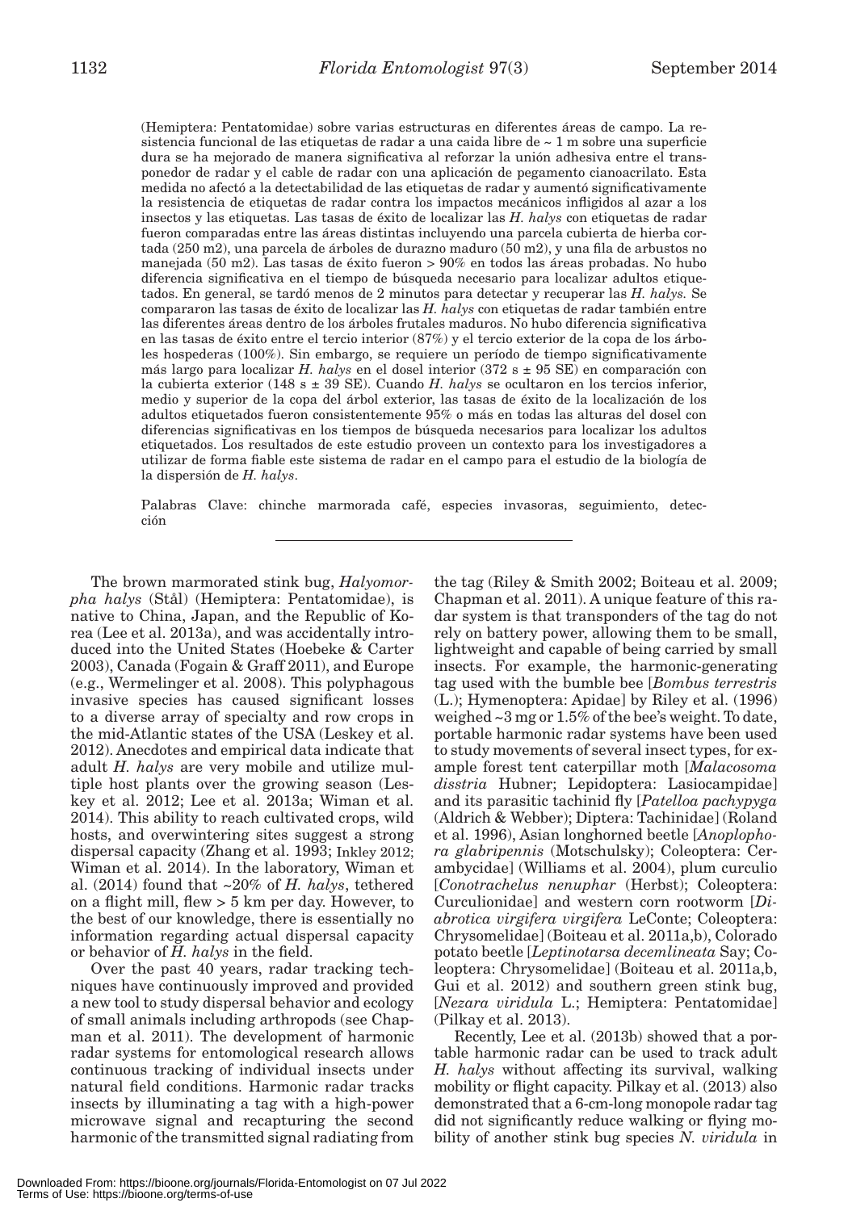(Hemiptera: Pentatomidae) sobre varias estructuras en diferentes áreas de campo. La resistencia funcional de las etiquetas de radar a una caida libre de ~ 1 m sobre una superficie dura se ha mejorado de manera significativa al reforzar la unión adhesiva entre el transponedor de radar y el cable de radar con una aplicación de pegamento cianoacrilato. Esta medida no afectó a la detectabilidad de las etiquetas de radar y aumentó significativamente la resistencia de etiquetas de radar contra los impactos mecánicos infligidos al azar a los insectos y las etiquetas. Las tasas de éxito de localizar las *H. halys* con etiquetas de radar fueron comparadas entre las áreas distintas incluyendo una parcela cubierta de hierba cortada (250 m2), una parcela de árboles de durazno maduro (50 m2), y una fila de arbustos no manejada (50 m2). Las tasas de éxito fueron > 90% en todos las áreas probadas. No hubo diferencia significativa en el tiempo de búsqueda necesario para localizar adultos etiquetados. En general, se tardó menos de 2 minutos para detectar y recuperar las *H. halys*. Se compararon las tasas de éxito de localizar las *H. halys* con etiquetas de radar también entre las diferentes áreas dentro de los árboles frutales maduros. No hubo diferencia significativa en las tasas de éxito entre el tercio interior (87%) y el tercio exterior de la copa de los árboles hospederas (100%). Sin embargo, se requiere un período de tiempo significativamente más largo para localizar *H. halys* en el dosel interior (372 s ± 95 SE) en comparación con la cubierta exterior (148 s ± 39 SE). Cuando *H. halys* se ocultaron en los tercios inferior, medio y superior de la copa del árbol exterior, las tasas de éxito de la localización de los adultos etiquetados fueron consistentemente 95% o más en todas las alturas del dosel con diferencias significativas en los tiempos de búsqueda necesarios para localizar los adultos etiquetados. Los resultados de este estudio proveen un contexto para los investigadores a utilizar de forma fiable este sistema de radar en el campo para el estudio de la biología de la dispersión de *H. halys*.

Palabras Clave: chinche marmorada café, especies invasoras, seguimiento, detección

---

The brown marmorated stink bug, *Halyomorpha halys* (Stål) (Hemiptera: Pentatomidae), is native to China, Japan, and the Republic of Korea (Lee et al. 2013a), and was accidentally introduced into the United States (Hoebeke & Carter 2003), Canada (Fogain & Graff 2011), and Europe (e.g., Wermelinger et al. 2008). This polyphagous invasive species has caused significant losses to a diverse array of specialty and row crops in the mid-Atlantic states of the USA (Leskey et al. 2012). Anecdotes and empirical data indicate that adult *H. halys* are very mobile and utilize multiple host plants over the growing season (Leskey et al. 2012; Lee et al. 2013a; Wiman et al. 2014). This ability to reach cultivated crops, wild hosts, and overwintering sites suggest a strong dispersal capacity (Zhang et al. 1993; Inkley 2012; Wiman et al. 2014). In the laboratory, Wiman et al. (2014) found that ~20% of *H. halys*, tethered on a flight mill, flew > 5 km per day. However, to the best of our knowledge, there is essentially no information regarding actual dispersal capacity or behavior of *H. halys* in the field.

Over the past 40 years, radar tracking techniques have continuously improved and provided a new tool to study dispersal behavior and ecology of small animals including arthropods (see Chapman et al. 2011). The development of harmonic radar systems for entomological research allows continuous tracking of individual insects under natural field conditions. Harmonic radar tracks insects by illuminating a tag with a high-power microwave signal and recapturing the second harmonic of the transmitted signal radiating from the tag (Riley & Smith 2002; Boiteau et al. 2009; Chapman et al. 2011). A unique feature of this radar system is that transponders of the tag do not rely on battery power, allowing them to be small, lightweight and capable of being carried by small insects. For example, the harmonic-generating tag used with the bumble bee [*Bombus terrestris* (L.); Hymenoptera: Apidae] by Riley et al. (1996) weighed ~3 mg or 1.5% of the bee's weight. To date, portable harmonic radar systems have been used to study movements of several insect types, for example forest tent caterpillar moth [*Malacosoma disstria* Hubner; Lepidoptera: Lasiocampidae] and its parasitic tachinid fly [*Patelloa pachypyga* (Aldrich & Webber); Diptera: Tachinidae] (Roland et al. 1996), Asian longhorned beetle [*Anoplophora glabripennis* (Motschulsky); Coleoptera: Cerambycidae] (Williams et al. 2004), plum curculio [*Conotrachelus nenuphar* (Herbst); Coleoptera: Curculionidae] and western corn rootworm [*Diabrotica virgifera virgifera* LeConte; Coleoptera: Chrysomelidae] (Boiteau et al. 2011a,b), Colorado potato beetle [*Leptinotarsa decemlineata* Say; Coleoptera: Chrysomelidae] (Boiteau et al. 2011a,b, Gui et al. 2012) and southern green stink bug, [*Nezara viridula* L.; Hemiptera: Pentatomidae] (Pilkay et al. 2013).

Recently, Lee et al. (2013b) showed that a portable harmonic radar can be used to track adult *H. halys* without affecting its survival, walking mobility or flight capacity. Pilkay et al. (2013) also demonstrated that a 6-cm-long monopole radar tag did not significantly reduce walking or flying mobility of another stink bug species *N. viridula* in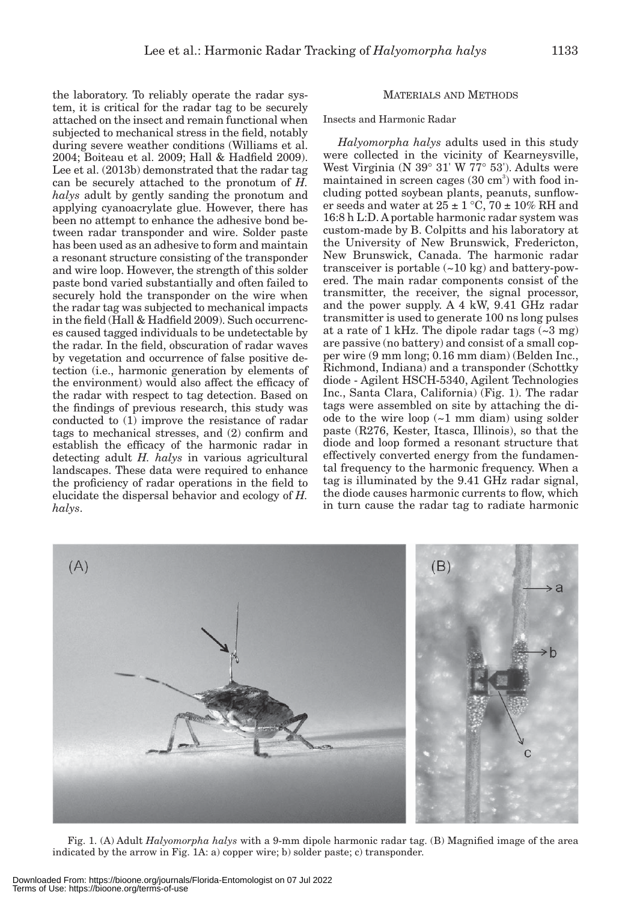the laboratory. To reliably operate the radar system, it is critical for the radar tag to be securely attached on the insect and remain functional when subjected to mechanical stress in the field, notably during severe weather conditions (Williams et al. 2004; Boiteau et al. 2009; Hall & Hadfield 2009). Lee et al. (2013b) demonstrated that the radar tag can be securely attached to the pronotum of *H. halys* adult by gently sanding the pronotum and applying cyanoacrylate glue. However, there has been no attempt to enhance the adhesive bond between radar transponder and wire. Solder paste has been used as an adhesive to form and maintain a resonant structure consisting of the transponder and wire loop. However, the strength of this solder paste bond varied substantially and often failed to securely hold the transponder on the wire when the radar tag was subjected to mechanical impacts in the field (Hall & Hadfield 2009). Such occurrences caused tagged individuals to be undetectable by the radar. In the field, obscuration of radar waves by vegetation and occurrence of false positive detection (i.e., harmonic generation by elements of the environment) would also affect the efficacy of the radar with respect to tag detection. Based on the findings of previous research, this study was conducted to (1) improve the resistance of radar tags to mechanical stresses, and (2) confirm and establish the efficacy of the harmonic radar in detecting adult *H. halys* in various agricultural landscapes. These data were required to enhance the proficiency of radar operations in the field to elucidate the dispersal behavior and ecology of *H. halys*.

## Materials and Methods

### Insects and Harmonic Radar

*Halyomorpha halys* adults used in this study were collected in the vicinity of Kearneysville, West Virginia (N 39° 31' W 77° 53'). Adults were maintained in screen cages (30 $cm^3$) with food including potted soybean plants, peanuts, sunflower seeds and water at 25 ± 1 °C, 70 ± 10% RH and 16:8 h L:D. A portable harmonic radar system was custom-made by B. Colpitts and his laboratory at the University of New Brunswick, Fredericton, New Brunswick, Canada. The harmonic radar transceiver is portable (~10 kg) and battery-powered. The main radar components consist of the transmitter, the receiver, the signal processor, and the power supply. A 4 kW, 9.41 GHz radar transmitter is used to generate 100 ns long pulses at a rate of 1 kHz. The dipole radar tags (~3 mg) are passive (no battery) and consist of a small copper wire (9 mm long; 0.16 mm diam) (Belden Inc., Richmond, Indiana) and a transponder (Schottky diode - Agilent HSCH-5340, Agilent Technologies Inc., Santa Clara, California) (Fig. 1). The radar tags were assembled on site by attaching the diode to the wire loop (~1 mm diam) using solder paste (R276, Kester, Itasca, Illinois), so that the diode and loop formed a resonant structure that effectively converted energy from the fundamental frequency to the harmonic frequency. When a tag is illuminated by the 9.41 GHz radar signal, the diode causes harmonic currents to flow, which in turn cause the radar tag to radiate harmonic

Fig. 1. (A) Adult *Halyomorpha halys* with a 9-mm dipole harmonic radar tag. (B) Magnified image of the area indicated by the arrow in Fig. 1A: a) copper wire; b) solder paste; c) transponder.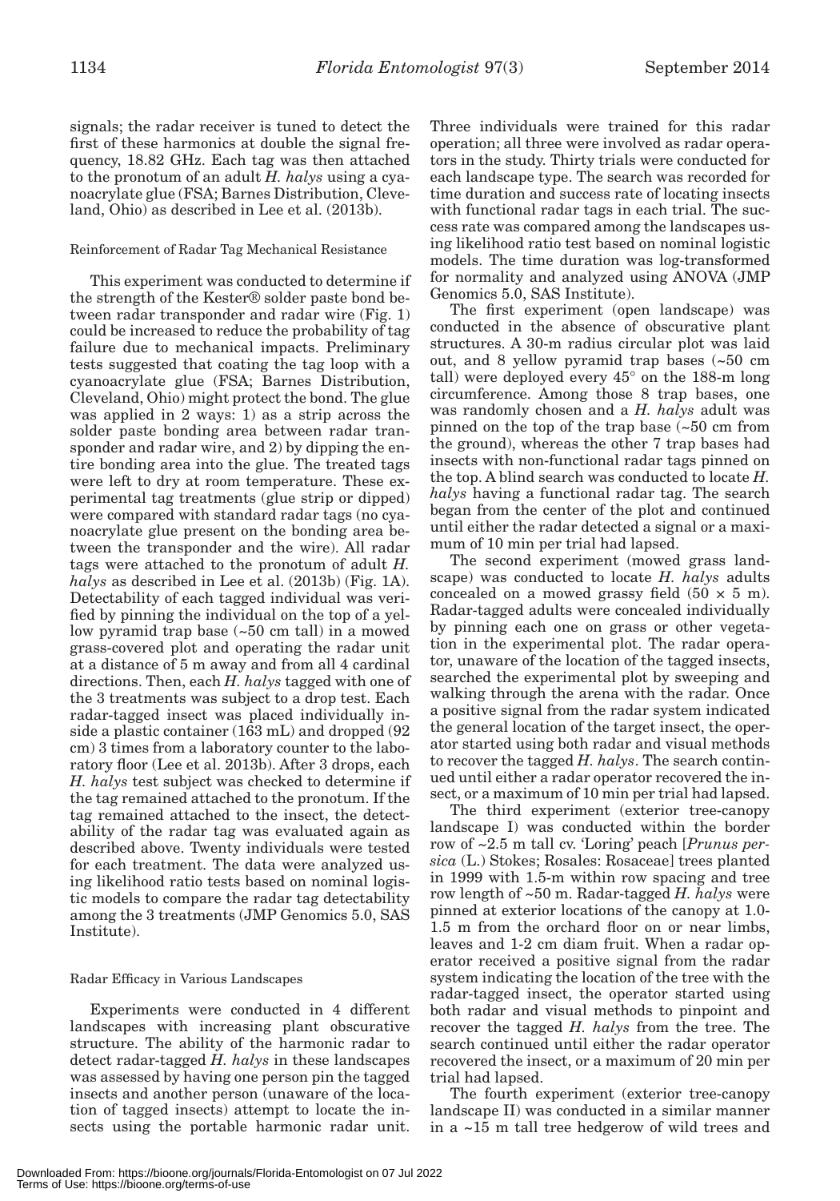signals; the radar receiver is tuned to detect the first of these harmonics at double the signal frequency, 18.82 GHz. Each tag was then attached to the pronotum of an adult *H. halys* using a cyanoacrylate glue (FSA; Barnes Distribution, Cleveland, Ohio) as described in Lee et al. (2013b).

### Reinforcement of Radar Tag Mechanical Resistance

This experiment was conducted to determine if the strength of the Kester® solder paste bond between radar transponder and radar wire (Fig. 1) could be increased to reduce the probability of tag failure due to mechanical impacts. Preliminary tests suggested that coating the tag loop with a cyanoacrylate glue (FSA; Barnes Distribution, Cleveland, Ohio) might protect the bond. The glue was applied in 2 ways: 1) as a strip across the solder paste bonding area between radar transponder and radar wire, and 2) by dipping the entire bonding area into the glue. The treated tags were left to dry at room temperature. These experimental tag treatments (glue strip or dipped) were compared with standard radar tags (no cyanoacrylate glue present on the bonding area between the transponder and the wire). All radar tags were attached to the pronotum of adult *H. halys* as described in Lee et al. (2013b) (Fig. 1A). Detectability of each tagged individual was verified by pinning the individual on the top of a yellow pyramid trap base (~50 cm tall) in a mowed grass-covered plot and operating the radar unit at a distance of 5 m away and from all 4 cardinal directions. Then, each *H. halys* tagged with one of the 3 treatments was subject to a drop test. Each radar-tagged insect was placed individually inside a plastic container (163 mL) and dropped (92 cm) 3 times from a laboratory counter to the laboratory floor (Lee et al. 2013b). After 3 drops, each *H. halys* test subject was checked to determine if the tag remained attached to the pronotum. If the tag remained attached to the insect, the detectability of the radar tag was evaluated again as described above. Twenty individuals were tested for each treatment. The data were analyzed using likelihood ratio tests based on nominal logistic models to compare the radar tag detectability among the 3 treatments (JMP Genomics 5.0, SAS Institute).

### Radar Efficacy in Various Landscapes

Experiments were conducted in 4 different landscapes with increasing plant obscurative structure. The ability of the harmonic radar to detect radar-tagged *H. halys* in these landscapes was assessed by having one person pin the tagged insects and another person (unaware of the location of tagged insects) attempt to locate the insects using the portable harmonic radar unit. Three individuals were trained for this radar operation; all three were involved as radar operators in the study. Thirty trials were conducted for each landscape type. The search was recorded for time duration and success rate of locating insects with functional radar tags in each trial. The success rate was compared among the landscapes using likelihood ratio test based on nominal logistic models. The time duration was log-transformed for normality and analyzed using ANOVA (JMP Genomics 5.0, SAS Institute).

The first experiment (open landscape) was conducted in the absence of obscurative plant structures. A 30-m radius circular plot was laid out, and 8 yellow pyramid trap bases (~50 cm tall) were deployed every 45° on the 188-m long circumference. Among those 8 trap bases, one was randomly chosen and a *H. halys* adult was pinned on the top of the trap base (~50 cm from the ground), whereas the other 7 trap bases had insects with non-functional radar tags pinned on the top. A blind search was conducted to locate *H. halys* having a functional radar tag. The search began from the center of the plot and continued until either the radar detected a signal or a maximum of 10 min per trial had lapsed.

The second experiment (mowed grass landscape) was conducted to locate *H. halys* adults concealed on a mowed grassy field (50 × 5 m). Radar-tagged adults were concealed individually by pinning each one on grass or other vegetation in the experimental plot. The radar operator, unaware of the location of the tagged insects, searched the experimental plot by sweeping and walking through the arena with the radar. Once a positive signal from the radar system indicated the general location of the target insect, the operator started using both radar and visual methods to recover the tagged *H. halys*. The search continued until either a radar operator recovered the insect, or a maximum of 10 min per trial had lapsed.

The third experiment (exterior tree-canopy landscape I) was conducted within the border row of ~2.5 m tall cv. 'Loring' peach [*Prunus persica* (L.) Stokes; Rosales: Rosaceae] trees planted in 1999 with 1.5-m within row spacing and tree row length of ~50 m. Radar-tagged *H. halys* were pinned at exterior locations of the canopy at 1.0-1.5 m from the orchard floor on or near limbs, leaves and 1-2 cm diam fruit. When a radar operator received a positive signal from the radar system indicating the location of the tree with the radar-tagged insect, the operator started using both radar and visual methods to pinpoint and recover the tagged *H. halys* from the tree. The search continued until either the radar operator recovered the insect, or a maximum of 20 min per trial had lapsed.

The fourth experiment (exterior tree-canopy landscape II) was conducted in a similar manner in a ~15 m tall tree hedgerow of wild trees and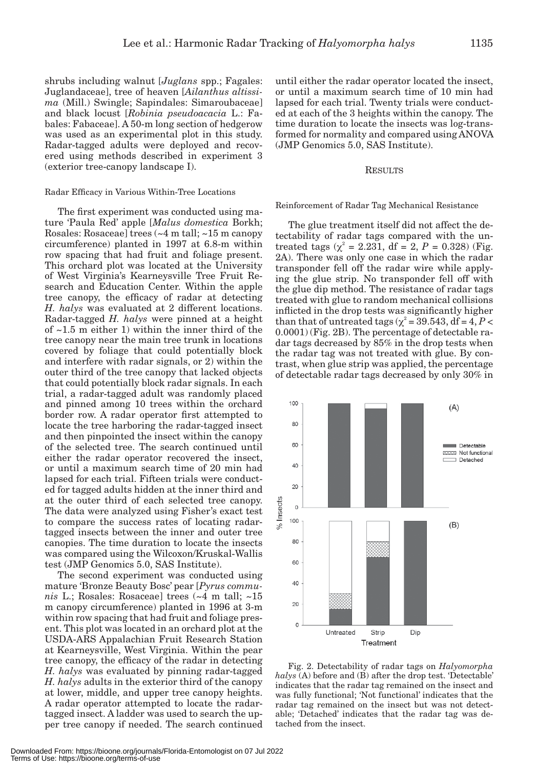shrubs including walnut [*Juglans* spp.; Fagales: Juglandaceae], tree of heaven [*Ailanthus altissima* (Mill.) Swingle; Sapindales: Simaroubaceae] and black locust [*Robinia pseudoacacia* L.: Fabales: Fabaceae]. A 50-m long section of hedgerow was used as an experimental plot in this study. Radar-tagged adults were deployed and recovered using methods described in experiment 3 (exterior tree-canopy landscape I).

### Radar Efficacy in Various Within-Tree Locations

The first experiment was conducted using mature 'Paula Red' apple [*Malus domestica* Borkh; Rosales: Rosaceae] trees (~4 m tall; ~15 m canopy circumference) planted in 1997 at 6.8-m within row spacing that had fruit and foliage present. This orchard plot was located at the University of West Virginia's Kearneysville Tree Fruit Research and Education Center. Within the apple tree canopy, the efficacy of radar at detecting *H. halys* was evaluated at 2 different locations. Radar-tagged *H. halys* were pinned at a height of ~1.5 m either 1) within the inner third of the tree canopy near the main tree trunk in locations covered by foliage that could potentially block and interfere with radar signals, or 2) within the outer third of the tree canopy that lacked objects that could potentially block radar signals. In each trial, a radar-tagged adult was randomly placed and pinned among 10 trees within the orchard border row. A radar operator first attempted to locate the tree harboring the radar-tagged insect and then pinpointed the insect within the canopy of the selected tree. The search continued until either the radar operator recovered the insect, or until a maximum search time of 20 min had lapsed for each trial. Fifteen trials were conducted for tagged adults hidden at the inner third and at the outer third of each selected tree canopy. The data were analyzed using Fisher's exact test to compare the success rates of locating radar-tagged insects between the inner and outer tree canopies. The time duration to locate the insects was compared using the Wilcoxon/Kruskal-Wallis test (JMP Genomics 5.0, SAS Institute).

The second experiment was conducted using mature 'Bronze Beauty Bosc' pear [*Pyrus communis* L.; Rosales: Rosaceae] trees (~4 m tall; ~15 m canopy circumference) planted in 1996 at 3-m within row spacing that had fruit and foliage present. This plot was located in an orchard plot at the USDA-ARS Appalachian Fruit Research Station at Kearneysville, West Virginia. Within the pear tree canopy, the efficacy of the radar in detecting *H. halys* was evaluated by pinning radar-tagged *H. halys* adults in the exterior third of the canopy at lower, middle, and upper tree canopy heights. A radar operator attempted to locate the radar-tagged insect. A ladder was used to search the upper tree canopy if needed. The search continued until either the radar operator located the insect, or until a maximum search time of 10 min had lapsed for each trial. Twenty trials were conducted at each of the 3 heights within the canopy. The time duration to locate the insects was log-transformed for normality and compared using ANOVA (JMP Genomics 5.0, SAS Institute).

## RESULTS

### Reinforcement of Radar Tag Mechanical Resistance

The glue treatment itself did not affect the detectability of radar tags compared with the untreated tags ($\chi^2 = 2.231$, df = 2, $P = 0.328$) (Fig. 2A). There was only one case in which the radar transponder fell off the radar wire while applying the glue strip. No transponder fell off with the glue dip method. The resistance of radar tags treated with glue to random mechanical collisions inflicted in the drop tests was significantly higher than that of untreated tags ($\chi^2 = 39.543$, df = 4, $P < 0.0001$) (Fig. 2B). The percentage of detectable radar tags decreased by 85% in the drop tests when the radar tag was not treated with glue. By contrast, when glue strip was applied, the percentage of detectable radar tags decreased by only 30% in

Fig. 2. Detectability of radar tags on *Halyomorpha halys* (A) before and (B) after the drop test. 'Detectable' indicates that the radar tag remained on the insect and was fully functional; 'Not functional' indicates that the radar tag remained on the insect but was not detectable; 'Detached' indicates that the radar tag was detached from the insect.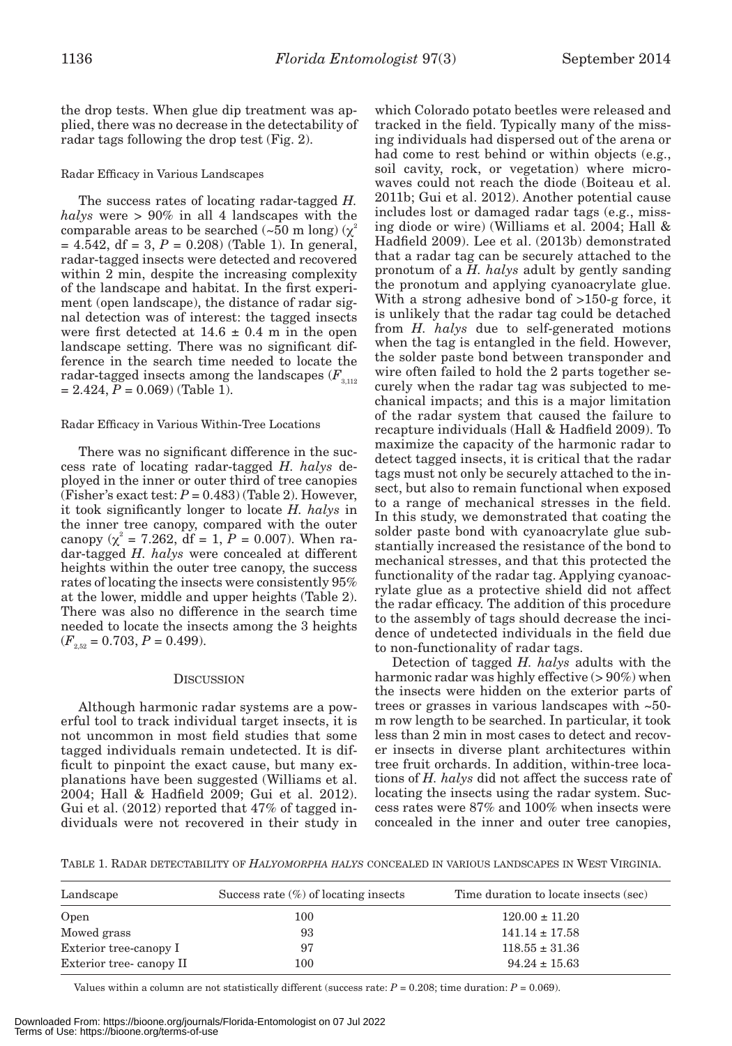the drop tests. When glue dip treatment was applied, there was no decrease in the detectability of radar tags following the drop test (Fig. 2).

### Radar Efficacy in Various Landscapes

The success rates of locating radar-tagged *H. halys* were > 90% in all 4 landscapes with the comparable areas to be searched (~50 m long) ($\chi^2 = 4.542$, df = 3, $P = 0.208$) (Table 1). In general, radar-tagged insects were detected and recovered within 2 min, despite the increasing complexity of the landscape and habitat. In the first experiment (open landscape), the distance of radar signal detection was of interest: the tagged insects were first detected at 14.6 ± 0.4 m in the open landscape setting. There was no significant difference in the search time needed to locate the radar-tagged insects among the landscapes ($F_{3,112} = 2.424$, $P = 0.069$) (Table 1).

### Radar Efficacy in Various Within-Tree Locations

There was no significant difference in the success rate of locating radar-tagged *H. halys* deployed in the inner or outer third of tree canopies (Fisher's exact test: $P = 0.483$) (Table 2). However, it took significantly longer to locate *H. halys* in the inner tree canopy, compared with the outer canopy ($\chi^2 = 7.262$, df = 1, $P = 0.007$). When radar-tagged *H. halys* were concealed at different heights within the outer tree canopy, the success rates of locating the insects were consistently 95% at the lower, middle and upper heights (Table 2). There was also no difference in the search time needed to locate the insects among the 3 heights ($F_{2,52} = 0.703$, $P = 0.499$).

## Discussion

Although harmonic radar systems are a powerful tool to track individual target insects, it is not uncommon in most field studies that some tagged individuals remain undetected. It is difficult to pinpoint the exact cause, but many explanations have been suggested (Williams et al. 2004; Hall & Hadfield 2009; Gui et al. 2012). Gui et al. (2012) reported that 47% of tagged individuals were not recovered in their study in which Colorado potato beetles were released and tracked in the field. Typically many of the missing individuals had dispersed out of the arena or had come to rest behind or within objects (e.g., soil cavity, rock, or vegetation) where microwaves could not reach the diode (Boiteau et al. 2011b; Gui et al. 2012). Another potential cause includes lost or damaged radar tags (e.g., missing diode or wire) (Williams et al. 2004; Hall & Hadfield 2009). Lee et al. (2013b) demonstrated that a radar tag can be securely attached to the pronotum of a *H. halys* adult by gently sanding the pronotum and applying cyanoacrylate glue. With a strong adhesive bond of >150-g force, it is unlikely that the radar tag could be detached from *H. halys* due to self-generated motions when the tag is entangled in the field. However, the solder paste bond between transponder and wire often failed to hold the 2 parts together securely when the radar tag was subjected to mechanical impacts; and this is a major limitation of the radar system that caused the failure to recapture individuals (Hall & Hadfield 2009). To maximize the capacity of the harmonic radar to detect tagged insects, it is critical that the radar tags must not only be securely attached to the insect, but also to remain functional when exposed to a range of mechanical stresses in the field. In this study, we demonstrated that coating the solder paste bond with cyanoacrylate glue substantially increased the resistance of the bond to mechanical stresses, and that this protected the functionality of the radar tag. Applying cyanoacrylate glue as a protective shield did not affect the radar efficacy. The addition of this procedure to the assembly of tags should decrease the incidence of undetected individuals in the field due to non-functionality of radar tags.

Detection of tagged *H. halys* adults with the harmonic radar was highly effective (> 90%) when the insects were hidden on the exterior parts of trees or grasses in various landscapes with ~50-m row length to be searched. In particular, it took less than 2 min in most cases to detect and recover insects in diverse plant architectures within tree fruit orchards. In addition, within-tree locations of *H. halys* did not affect the success rate of locating the insects using the radar system. Success rates were 87% and 100% when insects were concealed in the inner and outer tree canopies,

Table 1. Radar detectability of *Halyomorpha halys* concealed in various landscapes in West Virginia.

| Landscape | Success rate (%) of locating insects | Time duration to locate insects (sec) |
|---|---|---|
| Open | 100 | 120.00 ± 11.20 |
| Mowed grass | 93 | 141.14 ± 17.58 |
| Exterior tree-canopy I | 97 | 118.55 ± 31.36 |
| Exterior tree- canopy II | 100 | 94.24 ± 15.63 |

Values within a column are not statistically different (success rate: $P = 0.208$; time duration: $P = 0.069$).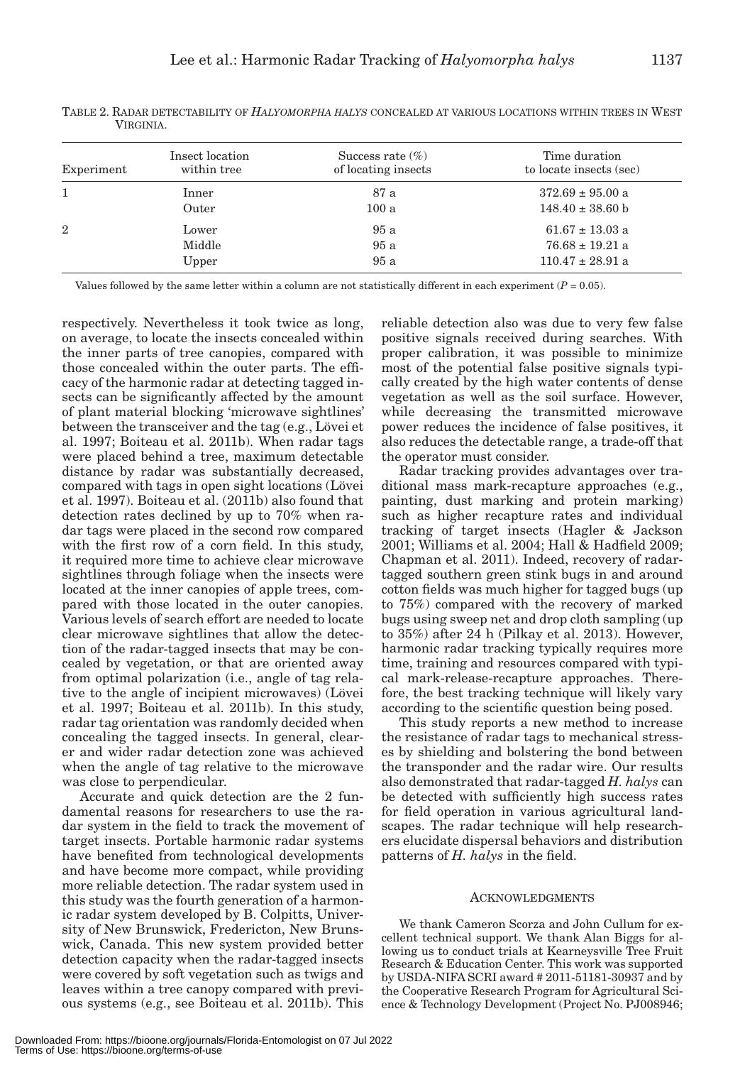TABLE 2. RADAR DETECTABILITY OF *HALYOMORPHA HALYS* CONCEALED AT VARIOUS LOCATIONS WITHIN TREES IN WEST VIRGINIA.

| Experiment | Insect location within tree | Success rate (%) of locating insects | Time duration to locate insects (sec) |
|---|---|---|---|
| 1 | Inner | 87 a | 372.69 ± 95.00 a |
| | Outer | 100 a | 148.40 ± 38.60 b |
| 2 | Lower | 95 a | 61.67 ± 13.03 a |
| | Middle | 95 a | 76.68 ± 19.21 a |
| | Upper | 95 a | 110.47 ± 28.91 a |

Values followed by the same letter within a column are not statistically different in each experiment ($P = 0.05$).

respectively. Nevertheless it took twice as long, on average, to locate the insects concealed within the inner parts of tree canopies, compared with those concealed within the outer parts. The efficacy of the harmonic radar at detecting tagged insects can be significantly affected by the amount of plant material blocking 'microwave sightlines' between the transceiver and the tag (e.g., Lövei et al. 1997; Boiteau et al. 2011b). When radar tags were placed behind a tree, maximum detectable distance by radar was substantially decreased, compared with tags in open sight locations (Lövei et al. 1997). Boiteau et al. (2011b) also found that detection rates declined by up to 70% when radar tags were placed in the second row compared with the first row of a corn field. In this study, it required more time to achieve clear microwave sightlines through foliage when the insects were located at the inner canopies of apple trees, compared with those located in the outer canopies. Various levels of search effort are needed to locate clear microwave sightlines that allow the detection of the radar-tagged insects that may be concealed by vegetation, or that are oriented away from optimal polarization (i.e., angle of tag relative to the angle of incipient microwaves) (Lövei et al. 1997; Boiteau et al. 2011b). In this study, radar tag orientation was randomly decided when concealing the tagged insects. In general, clearer and wider radar detection zone was achieved when the angle of tag relative to the microwave was close to perpendicular.

Accurate and quick detection are the 2 fundamental reasons for researchers to use the radar system in the field to track the movement of target insects. Portable harmonic radar systems have benefited from technological developments and have become more compact, while providing more reliable detection. The radar system used in this study was the fourth generation of a harmonic radar system developed by B. Colpitts, University of New Brunswick, Fredericton, New Brunswick, Canada. This new system provided better detection capacity when the radar-tagged insects were covered by soft vegetation such as twigs and leaves within a tree canopy compared with previous systems (e.g., see Boiteau et al. 2011b). This reliable detection also was due to very few false positive signals received during searches. With proper calibration, it was possible to minimize most of the potential false positive signals typically created by the high water contents of dense vegetation as well as the soil surface. However, while decreasing the transmitted microwave power reduces the incidence of false positives, it also reduces the detectable range, a trade-off that the operator must consider.

Radar tracking provides advantages over traditional mass mark-recapture approaches (e.g., painting, dust marking and protein marking) such as higher recapture rates and individual tracking of target insects (Hagler & Jackson 2001; Williams et al. 2004; Hall & Hadfield 2009; Chapman et al. 2011). Indeed, recovery of radar-tagged southern green stink bugs in and around cotton fields was much higher for tagged bugs (up to 75%) compared with the recovery of marked bugs using sweep net and drop cloth sampling (up to 35%) after 24 h (Pilkay et al. 2013). However, harmonic radar tracking typically requires more time, training and resources compared with typical mark-release-recapture approaches. Therefore, the best tracking technique will likely vary according to the scientific question being posed.

This study reports a new method to increase the resistance of radar tags to mechanical stresses by shielding and bolstering the bond between the transponder and the radar wire. Our results also demonstrated that radar-tagged *H. halys* can be detected with sufficiently high success rates for field operation in various agricultural landscapes. The radar technique will help researchers elucidate dispersal behaviors and distribution patterns of *H. halys* in the field.

## ACKNOWLEDGMENTS

We thank Cameron Scorza and John Cullum for excellent technical support. We thank Alan Biggs for allowing us to conduct trials at Kearneysville Tree Fruit Research & Education Center. This work was supported by USDA-NIFA SCRI award # 2011-51181-30937 and by the Cooperative Research Program for Agricultural Science & Technology Development (Project No. PJ008946;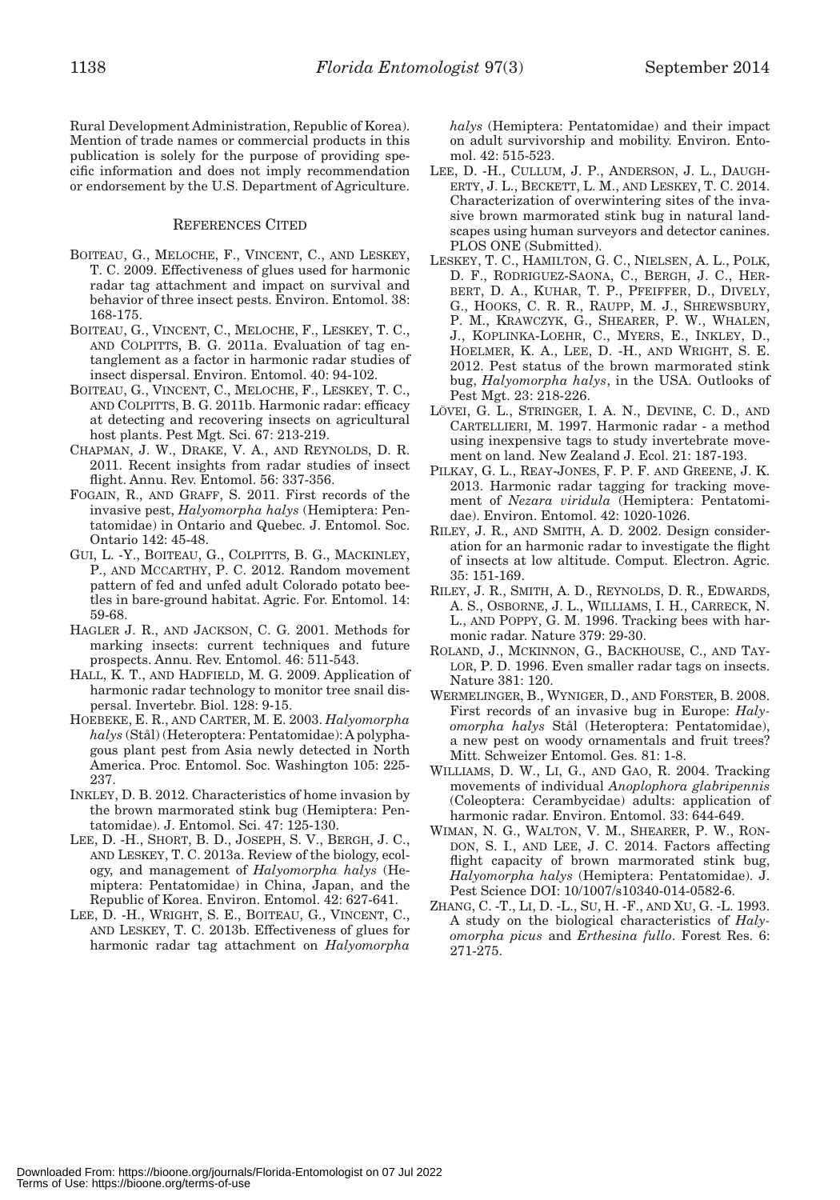Rural Development Administration, Republic of Korea). Mention of trade names or commercial products in this publication is solely for the purpose of providing specific information and does not imply recommendation or endorsement by the U.S. Department of Agriculture.

## References Cited

BOITEAU, G., MELOCHE, F., VINCENT, C., AND LESKEY, T. C. 2009. Effectiveness of glues used for harmonic radar tag attachment and impact on survival and behavior of three insect pests. Environ. Entomol. 38: 168-175.

BOITEAU, G., VINCENT, C., MELOCHE, F., LESKEY, T. C., AND COLPITTS, B. G. 2011a. Evaluation of tag entanglement as a factor in harmonic radar studies of insect dispersal. Environ. Entomol. 40: 94-102.

BOITEAU, G., VINCENT, C., MELOCHE, F., LESKEY, T. C., AND COLPITTS, B. G. 2011b. Harmonic radar: efficacy at detecting and recovering insects on agricultural host plants. Pest Mgt. Sci. 67: 213-219.

CHAPMAN, J. W., DRAKE, V. A., AND REYNOLDS, D. R. 2011. Recent insights from radar studies of insect flight. Annu. Rev. Entomol. 56: 337-356.

FOGAIN, R., AND GRAFF, S. 2011. First records of the invasive pest, *Halyomorpha halys* (Hemiptera: Pentatomidae) in Ontario and Quebec. J. Entomol. Soc. Ontario 142: 45-48.

GUI, L. -Y., BOITEAU, G., COLPITTS, B. G., MACKINLEY, P., AND MCCARTHY, P. C. 2012. Random movement pattern of fed and unfed adult Colorado potato beetles in bare-ground habitat. Agric. For. Entomol. 14: 59-68.

HAGLER J. R., AND JACKSON, C. G. 2001. Methods for marking insects: current techniques and future prospects. Annu. Rev. Entomol. 46: 511-543.

HALL, K. T., AND HADFIELD, M. G. 2009. Application of harmonic radar technology to monitor tree snail dispersal. Invertebr. Biol. 128: 9-15.

HOEBEKE, E. R., AND CARTER, M. E. 2003. *Halyomorpha halys* (Stål) (Heteroptera: Pentatomidae): A polyphagous plant pest from Asia newly detected in North America. Proc. Entomol. Soc. Washington 105: 225-237.

INKLEY, D. B. 2012. Characteristics of home invasion by the brown marmorated stink bug (Hemiptera: Pentatomidae). J. Entomol. Sci. 47: 125-130.

LEE, D. -H., SHORT, B. D., JOSEPH, S. V., BERGH, J. C., AND LESKEY, T. C. 2013a. Review of the biology, ecology, and management of *Halyomorpha halys* (Hemiptera: Pentatomidae) in China, Japan, and the Republic of Korea. Environ. Entomol. 42: 627-641.

LEE, D. -H., WRIGHT, S. E., BOITEAU, G., VINCENT, C., AND LESKEY, T. C. 2013b. Effectiveness of glues for harmonic radar tag attachment on *Halyomorpha halys* (Hemiptera: Pentatomidae) and their impact on adult survivorship and mobility. Environ. Entomol. 42: 515-523.

LEE, D. -H., CULLUM, J. P., ANDERSON, J. L., DAUGHERTY, J. L., BECKETT, L. M., AND LESKEY, T. C. 2014. Characterization of overwintering sites of the invasive brown marmorated stink bug in natural landscapes using human surveyors and detector canines. PLOS ONE (Submitted).

LESKEY, T. C., HAMILTON, G. C., NIELSEN, A. L., POLK, D. F., RODRIGUEZ-SAONA, C., BERGH, J. C., HERBERT, D. A., KUHAR, T. P., PFEIFFER, D., DIVELY, G., HOOKS, C. R. R., RAUPP, M. J., SHREWSBURY, P. M., KRAWCZYK, G., SHEARER, P. W., WHALEN, J., KOPLINKA-LOEHR, C., MYERS, E., INKLEY, D., HOELMER, K. A., LEE, D. -H., AND WRIGHT, S. E. 2012. Pest status of the brown marmorated stink bug, *Halyomorpha halys*, in the USA. Outlooks of Pest Mgt. 23: 218-226.

LÖVEI, G. L., STRINGER, I. A. N., DEVINE, C. D., AND CARTELLIERI, M. 1997. Harmonic radar - a method using inexpensive tags to study invertebrate movement on land. New Zealand J. Ecol. 21: 187-193.

PILKAY, G. L., REAY-JONES, F. P. F. AND GREENE, J. K. 2013. Harmonic radar tagging for tracking movement of *Nezara viridula* (Hemiptera: Pentatomidae). Environ. Entomol. 42: 1020-1026.

RILEY, J. R., AND SMITH, A. D. 2002. Design considerations for an harmonic radar to investigate the flight of insects at low altitude. Comput. Electron. Agric. 35: 151-169.

RILEY, J. R., SMITH, A. D., REYNOLDS, D. R., EDWARDS, A. S., OSBORNE, J. L., WILLIAMS, I. H., CARRECK, N. L., AND POPPY, G. M. 1996. Tracking bees with harmonic radar. Nature 379: 29-30.

ROLAND, J., MCKINNON, G., BACKHOUSE, C., AND TAYLOR, P. D. 1996. Even smaller radar tags on insects. Nature 381: 120.

WERMELINGER, B., WYNIGER, D., AND FORSTER, B. 2008. First records of an invasive bug in Europe: *Halyomorpha halys* Stål (Heteroptera: Pentatomidae), a new pest on woody ornamentals and fruit trees? Mitt. Schweizer Entomol. Ges. 81: 1-8.

WILLIAMS, D. W., LI, G., AND GAO, R. 2004. Tracking movements of individual *Anoplophora glabripennis* (Coleoptera: Cerambycidae) adults: application of harmonic radar. Environ. Entomol. 33: 644-649.

WIMAN, N. G., WALTON, V. M., SHEARER, P. W., RONDON, S. I., AND LEE, J. C. 2014. Factors affecting flight capacity of brown marmorated stink bug, *Halyomorpha halys* (Hemiptera: Pentatomidae). J. Pest Science DOI: 10/1007/s10340-014-0582-6.

ZHANG, C. -T., LI, D. -L., SU, H. -F., AND XU, G. -L. 1993. A study on the biological characteristics of *Halyomorpha picus* and *Erthesina fullo*. Forest Res. 6: 271-275.